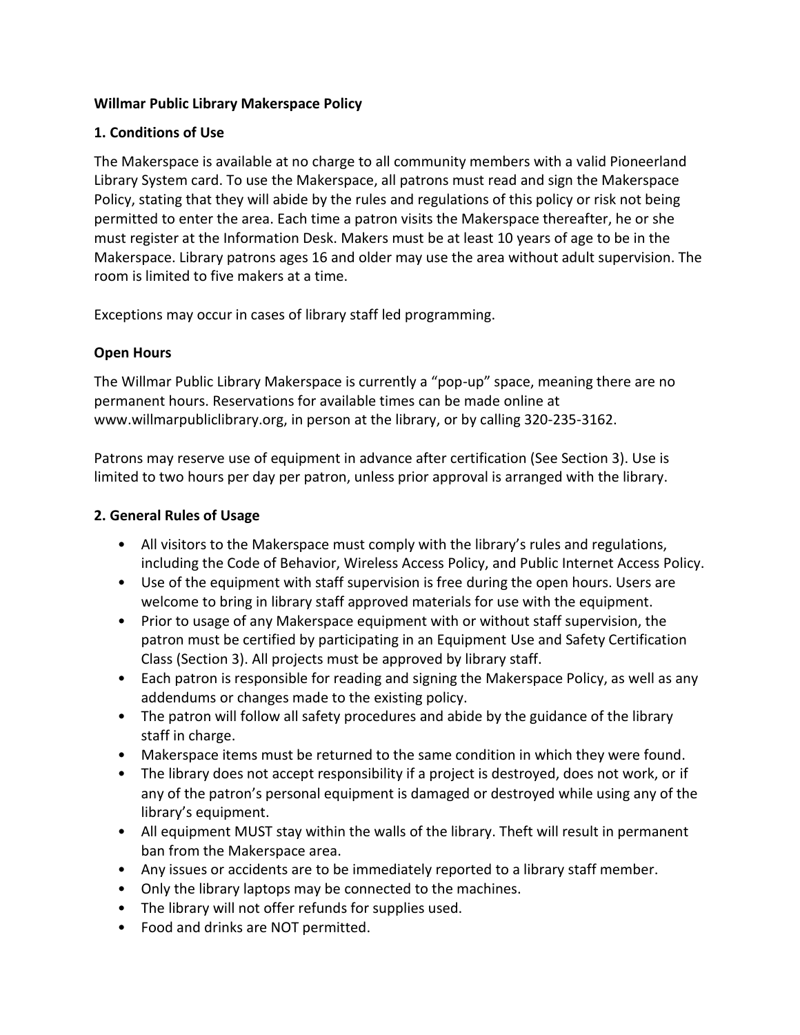# Willmar Public Library Makerspace Policy

## 1. Conditions of Use

The Makerspace is available at no charge to all community members with a valid Pioneerland Library System card. To use the Makerspace, all patrons must read and sign the Makerspace Policy, stating that they will abide by the rules and regulations of this policy or risk not being permitted to enter the area. Each time a patron visits the Makerspace thereafter, he or she must register at the Information Desk. Makers must be at least 10 years of age to be in the Makerspace. Library patrons ages 16 and older may use the area without adult supervision. The room is limited to five makers at a time.

Exceptions may occur in cases of library staff led programming.

### Open Hours

The Willmar Public Library Makerspace is currently a "pop-up" space, meaning there are no permanent hours. Reservations for available times can be made online at www.willmarpubliclibrary.org, in person at the library, or by calling 320-235-3162.

Patrons may reserve use of equipment in advance after certification (See Section 3). Use is limited to two hours per day per patron, unless prior approval is arranged with the library.

## 2. General Rules of Usage

- All visitors to the Makerspace must comply with the library's rules and regulations, including the Code of Behavior, Wireless Access Policy, and Public Internet Access Policy.
- Use of the equipment with staff supervision is free during the open hours. Users are welcome to bring in library staff approved materials for use with the equipment.
- Prior to usage of any Makerspace equipment with or without staff supervision, the patron must be certified by participating in an Equipment Use and Safety Certification Class (Section 3). All projects must be approved by library staff.
- Each patron is responsible for reading and signing the Makerspace Policy, as well as any addendums or changes made to the existing policy.
- The patron will follow all safety procedures and abide by the guidance of the library staff in charge.
- Makerspace items must be returned to the same condition in which they were found.
- The library does not accept responsibility if a project is destroyed, does not work, or if any of the patron's personal equipment is damaged or destroyed while using any of the library's equipment.
- All equipment MUST stay within the walls of the library. Theft will result in permanent ban from the Makerspace area.
- Any issues or accidents are to be immediately reported to a library staff member.
- Only the library laptops may be connected to the machines.
- The library will not offer refunds for supplies used.
- Food and drinks are NOT permitted.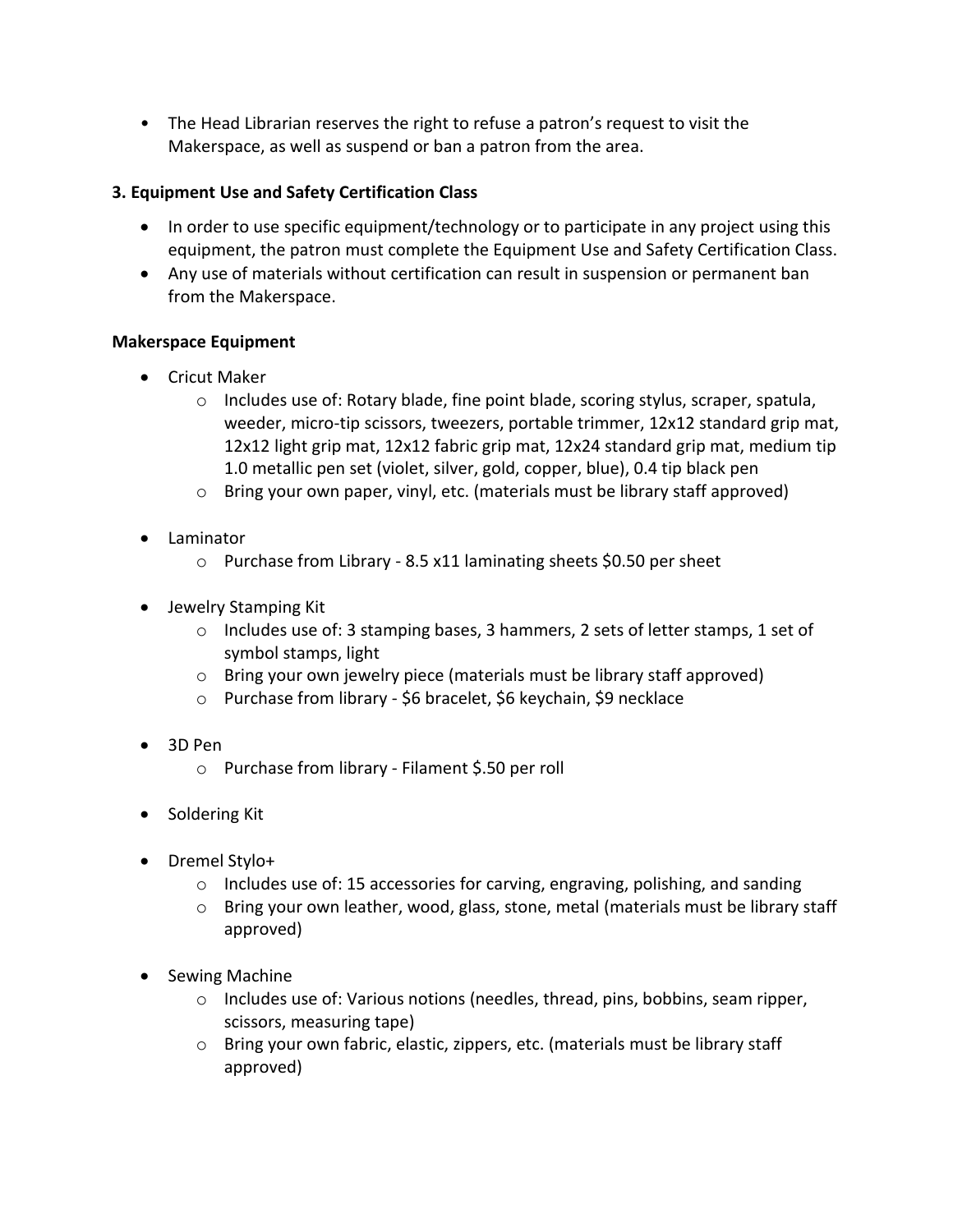- The Head Librarian reserves the right to refuse a patron's request to visit the Makerspace, as well as suspend or ban a patron from the area.

### 3. Equipment Use and Safety Certification Class

- In order to use specific equipment/technology or to participate in any project using this equipment, the patron must complete the Equipment Use and Safety Certification Class.
- Any use of materials without certification can result in suspension or permanent ban from the Makerspace.

### Makerspace Equipment

- Cricut Maker
  - Includes use of: Rotary blade, fine point blade, scoring stylus, scraper, spatula, weeder, micro-tip scissors, tweezers, portable trimmer, 12x12 standard grip mat, 12x12 light grip mat, 12x12 fabric grip mat, 12x24 standard grip mat, medium tip 1.0 metallic pen set (violet, silver, gold, copper, blue), 0.4 tip black pen
  - Bring your own paper, vinyl, etc. (materials must be library staff approved)

- Laminator
  - Purchase from Library - 8.5 x11 laminating sheets $0.50 per sheet

- Jewelry Stamping Kit
  - Includes use of: 3 stamping bases, 3 hammers, 2 sets of letter stamps, 1 set of symbol stamps, light
  - Bring your own jewelry piece (materials must be library staff approved)
  - Purchase from library - $6 bracelet, $6 keychain, $9 necklace

- 3D Pen
  - Purchase from library - Filament $.50 per roll

- Soldering Kit

- Dremel Stylo+
  - Includes use of: 15 accessories for carving, engraving, polishing, and sanding
  - Bring your own leather, wood, glass, stone, metal (materials must be library staff approved)

- Sewing Machine
  - Includes use of: Various notions (needles, thread, pins, bobbins, seam ripper, scissors, measuring tape)
  - Bring your own fabric, elastic, zippers, etc. (materials must be library staff approved)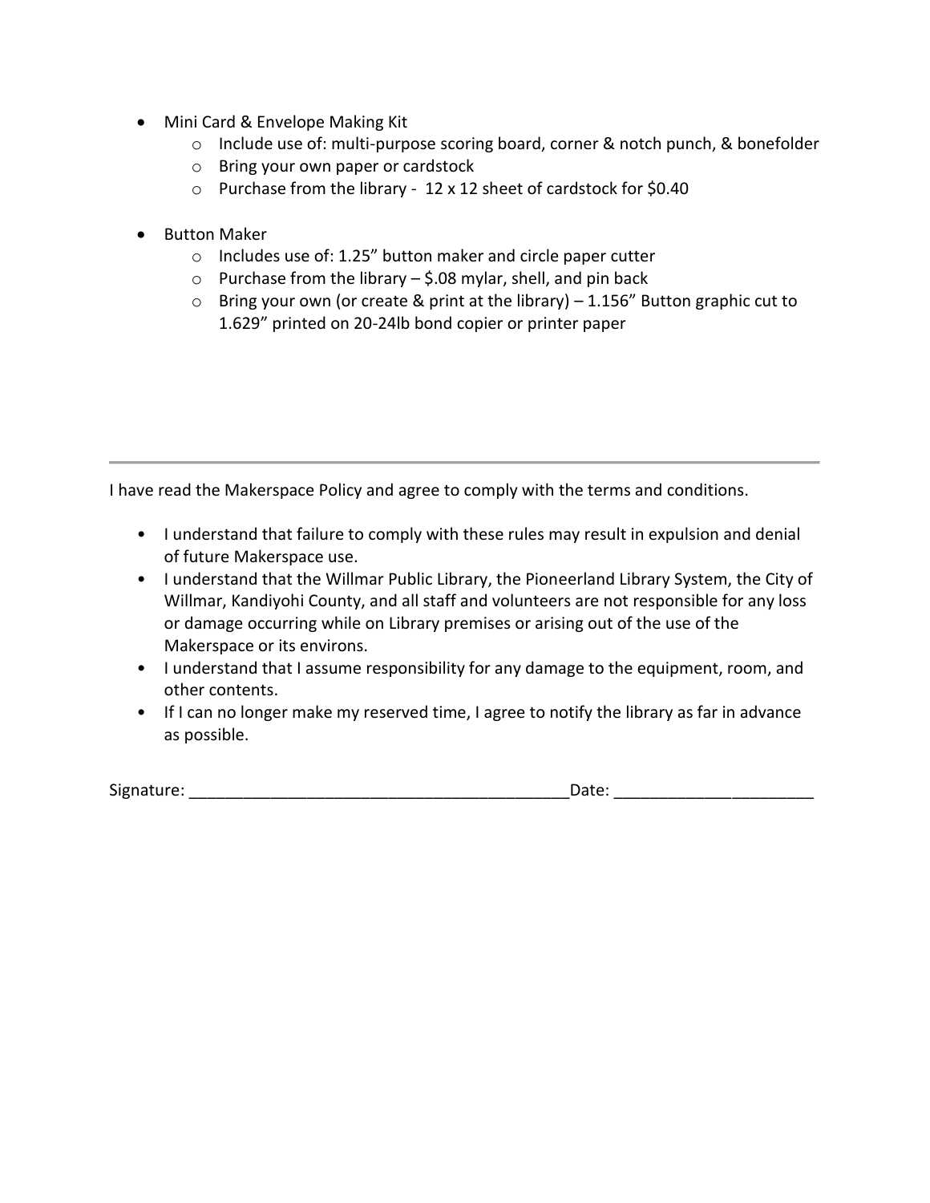- Mini Card & Envelope Making Kit
  - Include use of: multi-purpose scoring board, corner & notch punch, & bonefolder
  - Bring your own paper or cardstock
  - Purchase from the library - 12 x 12 sheet of cardstock for $0.40

- Button Maker
  - Includes use of: 1.25" button maker and circle paper cutter
  - Purchase from the library – $.08 mylar, shell, and pin back
  - Bring your own (or create & print at the library) – 1.156" Button graphic cut to 1.629" printed on 20-24lb bond copier or printer paper

---

I have read the Makerspace Policy and agree to comply with the terms and conditions.

- I understand that failure to comply with these rules may result in expulsion and denial of future Makerspace use.
- I understand that the Willmar Public Library, the Pioneerland Library System, the City of Willmar, Kandiyohi County, and all staff and volunteers are not responsible for any loss or damage occurring while on Library premises or arising out of the use of the Makerspace or its environs.
- I understand that I assume responsibility for any damage to the equipment, room, and other contents.
- If I can no longer make my reserved time, I agree to notify the library as far in advance as possible.

Signature: ______________________________________ Date: ____________________